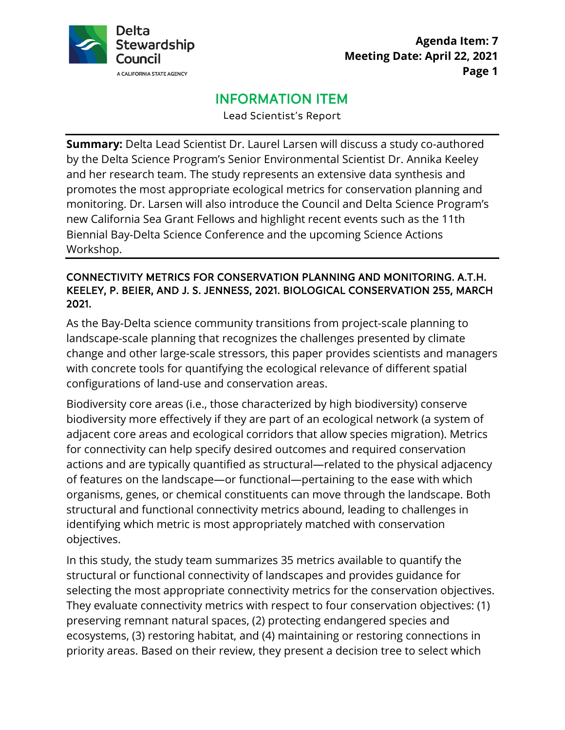Delta Stewardship Council
A CALIFORNIA STATE AGENCY

**Agenda Item: 7**
**Meeting Date: April 22, 2021**

# INFORMATION ITEM

Lead Scientist's Report

---

**Summary:** Delta Lead Scientist Dr. Laurel Larsen will discuss a study co-authored by the Delta Science Program's Senior Environmental Scientist Dr. Annika Keeley and her research team. The study represents an extensive data synthesis and promotes the most appropriate ecological metrics for conservation planning and monitoring. Dr. Larsen will also introduce the Council and Delta Science Program's new California Sea Grant Fellows and highlight recent events such as the 11th Biennial Bay-Delta Science Conference and the upcoming Science Actions Workshop.

---

## CONNECTIVITY METRICS FOR CONSERVATION PLANNING AND MONITORING. A.T.H. KEELEY, P. BEIER, AND J. S. JENNESS, 2021. BIOLOGICAL CONSERVATION 255, MARCH 2021.

As the Bay-Delta science community transitions from project-scale planning to landscape-scale planning that recognizes the challenges presented by climate change and other large-scale stressors, this paper provides scientists and managers with concrete tools for quantifying the ecological relevance of different spatial configurations of land-use and conservation areas.

Biodiversity core areas (i.e., those characterized by high biodiversity) conserve biodiversity more effectively if they are part of an ecological network (a system of adjacent core areas and ecological corridors that allow species migration). Metrics for connectivity can help specify desired outcomes and required conservation actions and are typically quantified as structural—related to the physical adjacency of features on the landscape—or functional—pertaining to the ease with which organisms, genes, or chemical constituents can move through the landscape. Both structural and functional connectivity metrics abound, leading to challenges in identifying which metric is most appropriately matched with conservation objectives.

In this study, the study team summarizes 35 metrics available to quantify the structural or functional connectivity of landscapes and provides guidance for selecting the most appropriate connectivity metrics for the conservation objectives. They evaluate connectivity metrics with respect to four conservation objectives: (1) preserving remnant natural spaces, (2) protecting endangered species and ecosystems, (3) restoring habitat, and (4) maintaining or restoring connections in priority areas. Based on their review, they present a decision tree to select which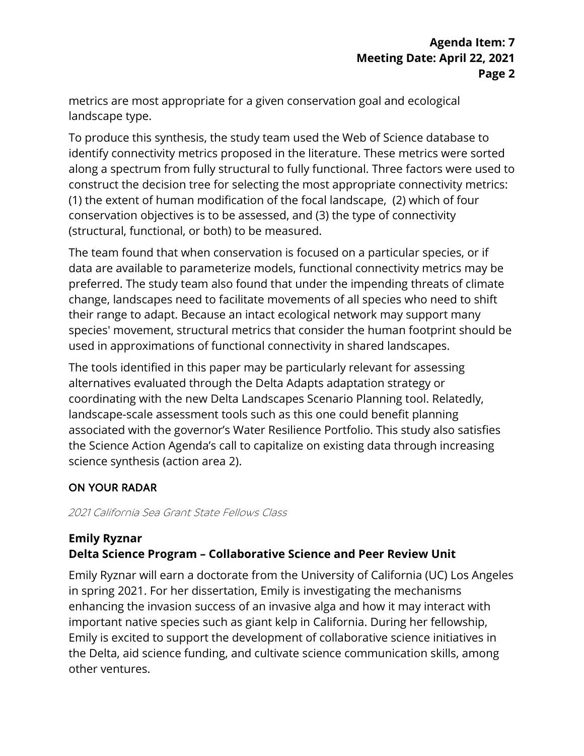metrics are most appropriate for a given conservation goal and ecological landscape type.

To produce this synthesis, the study team used the Web of Science database to identify connectivity metrics proposed in the literature. These metrics were sorted along a spectrum from fully structural to fully functional. Three factors were used to construct the decision tree for selecting the most appropriate connectivity metrics: (1) the extent of human modification of the focal landscape, (2) which of four conservation objectives is to be assessed, and (3) the type of connectivity (structural, functional, or both) to be measured.

The team found that when conservation is focused on a particular species, or if data are available to parameterize models, functional connectivity metrics may be preferred. The study team also found that under the impending threats of climate change, landscapes need to facilitate movements of all species who need to shift their range to adapt. Because an intact ecological network may support many species' movement, structural metrics that consider the human footprint should be used in approximations of functional connectivity in shared landscapes.

The tools identified in this paper may be particularly relevant for assessing alternatives evaluated through the Delta Adapts adaptation strategy or coordinating with the new Delta Landscapes Scenario Planning tool. Relatedly, landscape-scale assessment tools such as this one could benefit planning associated with the governor's Water Resilience Portfolio. This study also satisfies the Science Action Agenda's call to capitalize on existing data through increasing science synthesis (action area 2).

## ON YOUR RADAR

*2021 California Sea Grant State Fellows Class*

### Emily Ryznar
### Delta Science Program – Collaborative Science and Peer Review Unit

Emily Ryznar will earn a doctorate from the University of California (UC) Los Angeles in spring 2021. For her dissertation, Emily is investigating the mechanisms enhancing the invasion success of an invasive alga and how it may interact with important native species such as giant kelp in California. During her fellowship, Emily is excited to support the development of collaborative science initiatives in the Delta, aid science funding, and cultivate science communication skills, among other ventures.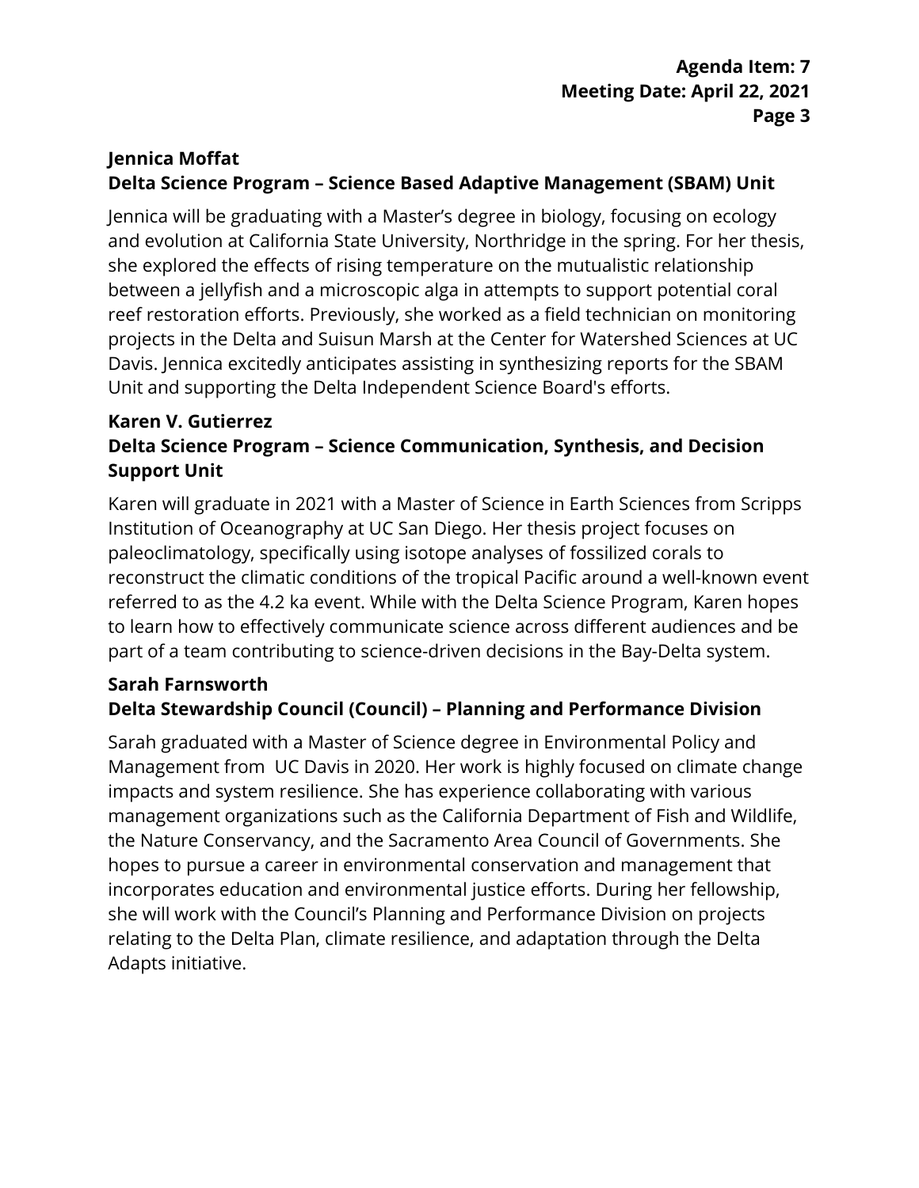**Jennica Moffat**
**Delta Science Program – Science Based Adaptive Management (SBAM) Unit**

Jennica will be graduating with a Master's degree in biology, focusing on ecology and evolution at California State University, Northridge in the spring. For her thesis, she explored the effects of rising temperature on the mutualistic relationship between a jellyfish and a microscopic alga in attempts to support potential coral reef restoration efforts. Previously, she worked as a field technician on monitoring projects in the Delta and Suisun Marsh at the Center for Watershed Sciences at UC Davis. Jennica excitedly anticipates assisting in synthesizing reports for the SBAM Unit and supporting the Delta Independent Science Board's efforts.

**Karen V. Gutierrez**
**Delta Science Program – Science Communication, Synthesis, and Decision Support Unit**

Karen will graduate in 2021 with a Master of Science in Earth Sciences from Scripps Institution of Oceanography at UC San Diego. Her thesis project focuses on paleoclimatology, specifically using isotope analyses of fossilized corals to reconstruct the climatic conditions of the tropical Pacific around a well-known event referred to as the 4.2 ka event. While with the Delta Science Program, Karen hopes to learn how to effectively communicate science across different audiences and be part of a team contributing to science-driven decisions in the Bay-Delta system.

**Sarah Farnsworth**
**Delta Stewardship Council (Council) – Planning and Performance Division**

Sarah graduated with a Master of Science degree in Environmental Policy and Management from UC Davis in 2020. Her work is highly focused on climate change impacts and system resilience. She has experience collaborating with various management organizations such as the California Department of Fish and Wildlife, the Nature Conservancy, and the Sacramento Area Council of Governments. She hopes to pursue a career in environmental conservation and management that incorporates education and environmental justice efforts. During her fellowship, she will work with the Council's Planning and Performance Division on projects relating to the Delta Plan, climate resilience, and adaptation through the Delta Adapts initiative.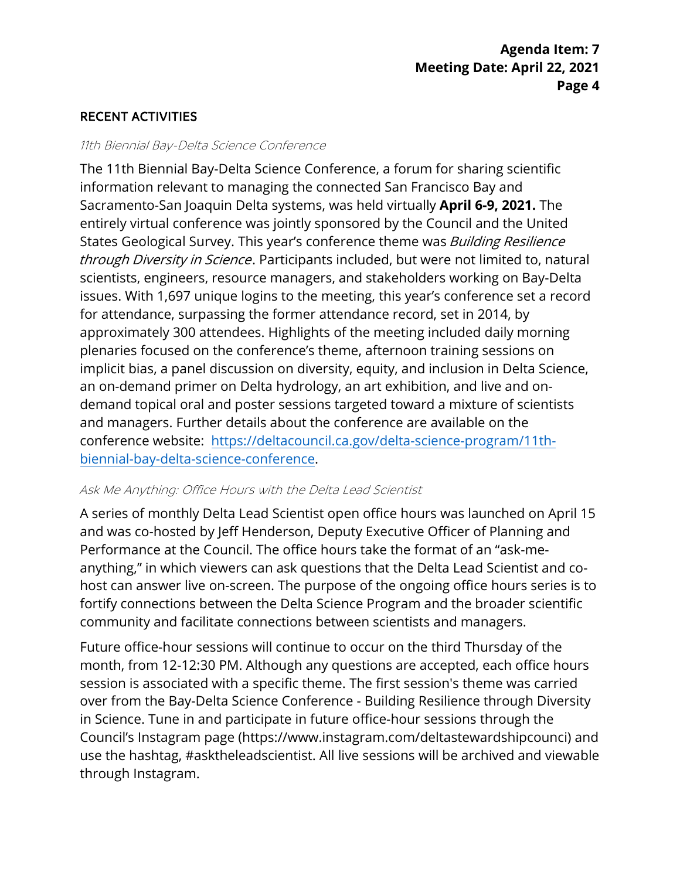## RECENT ACTIVITIES

### *11th Biennial Bay-Delta Science Conference*

The 11th Biennial Bay-Delta Science Conference, a forum for sharing scientific information relevant to managing the connected San Francisco Bay and Sacramento-San Joaquin Delta systems, was held virtually **April 6-9, 2021.** The entirely virtual conference was jointly sponsored by the Council and the United States Geological Survey. This year's conference theme was *Building Resilience through Diversity in Science*. Participants included, but were not limited to, natural scientists, engineers, resource managers, and stakeholders working on Bay-Delta issues. With 1,697 unique logins to the meeting, this year's conference set a record for attendance, surpassing the former attendance record, set in 2014, by approximately 300 attendees. Highlights of the meeting included daily morning plenaries focused on the conference's theme, afternoon training sessions on implicit bias, a panel discussion on diversity, equity, and inclusion in Delta Science, an on-demand primer on Delta hydrology, an art exhibition, and live and on-demand topical oral and poster sessions targeted toward a mixture of scientists and managers. Further details about the conference are available on the conference website: [https://deltacouncil.ca.gov/delta-science-program/11th-biennial-bay-delta-science-conference](https://deltacouncil.ca.gov/delta-science-program/11th-biennial-bay-delta-science-conference).

### *Ask Me Anything: Office Hours with the Delta Lead Scientist*

A series of monthly Delta Lead Scientist open office hours was launched on April 15 and was co-hosted by Jeff Henderson, Deputy Executive Officer of Planning and Performance at the Council. The office hours take the format of an "ask-me-anything," in which viewers can ask questions that the Delta Lead Scientist and co-host can answer live on-screen. The purpose of the ongoing office hours series is to fortify connections between the Delta Science Program and the broader scientific community and facilitate connections between scientists and managers.

Future office-hour sessions will continue to occur on the third Thursday of the month, from 12-12:30 PM. Although any questions are accepted, each office hours session is associated with a specific theme. The first session's theme was carried over from the Bay-Delta Science Conference - Building Resilience through Diversity in Science. Tune in and participate in future office-hour sessions through the Council's Instagram page (https://www.instagram.com/deltastewardshipcounci) and use the hashtag, #asktheleadscientist. All live sessions will be archived and viewable through Instagram.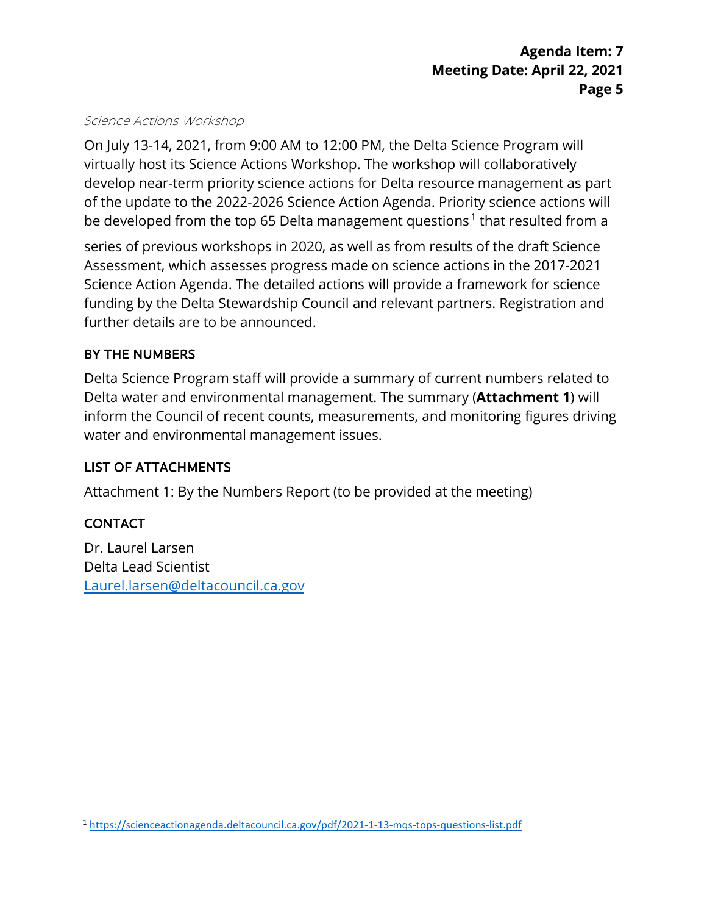*Science Actions Workshop*

On July 13-14, 2021, from 9:00 AM to 12:00 PM, the Delta Science Program will virtually host its Science Actions Workshop. The workshop will collaboratively develop near-term priority science actions for Delta resource management as part of the update to the 2022-2026 Science Action Agenda. Priority science actions will be developed from the top 65 Delta management questions[1] that resulted from a series of previous workshops in 2020, as well as from results of the draft Science Assessment, which assesses progress made on science actions in the 2017-2021 Science Action Agenda. The detailed actions will provide a framework for science funding by the Delta Stewardship Council and relevant partners. Registration and further details are to be announced.

## BY THE NUMBERS

Delta Science Program staff will provide a summary of current numbers related to Delta water and environmental management. The summary (**Attachment 1**) will inform the Council of recent counts, measurements, and monitoring figures driving water and environmental management issues.

## LIST OF ATTACHMENTS

Attachment 1: By the Numbers Report (to be provided at the meeting)

## CONTACT

Dr. Laurel Larsen
Delta Lead Scientist
[Laurel.larsen@deltacouncil.ca.gov](mailto:Laurel.larsen@deltacouncil.ca.gov)

---

[1] https://scienceactionagenda.deltacouncil.ca.gov/pdf/2021-1-13-mqs-tops-questions-list.pdf